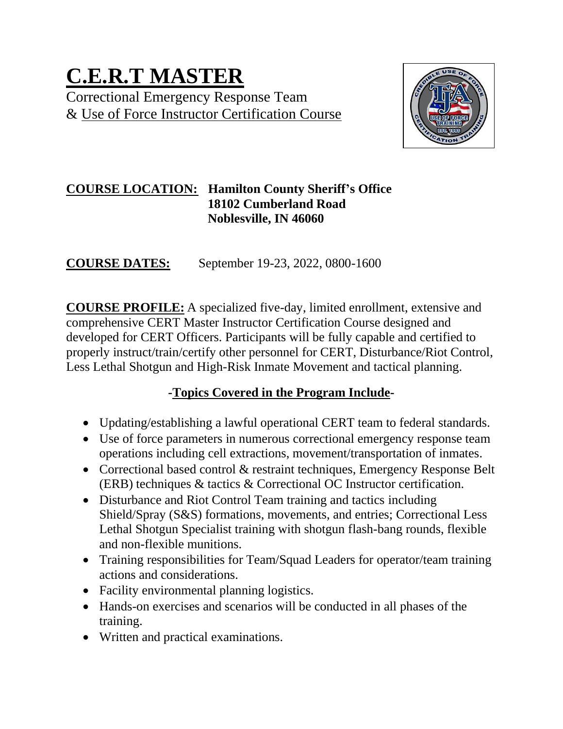# C.E.R.T MASTER

Correctional Emergency Response Team
& Use of Force Instructor Certification Course

**COURSE LOCATION:** **Hamilton County Sheriff's Office**
**18102 Cumberland Road**
**Noblesville, IN 46060**

**COURSE DATES:** September 19-23, 2022, 0800-1600

**COURSE PROFILE:** A specialized five-day, limited enrollment, extensive and comprehensive CERT Master Instructor Certification Course designed and developed for CERT Officers. Participants will be fully capable and certified to properly instruct/train/certify other personnel for CERT, Disturbance/Riot Control, Less Lethal Shotgun and High-Risk Inmate Movement and tactical planning.

**-Topics Covered in the Program Include-**

- Updating/establishing a lawful operational CERT team to federal standards.
- Use of force parameters in numerous correctional emergency response team operations including cell extractions, movement/transportation of inmates.
- Correctional based control & restraint techniques, Emergency Response Belt (ERB) techniques & tactics & Correctional OC Instructor certification.
- Disturbance and Riot Control Team training and tactics including Shield/Spray (S&S) formations, movements, and entries; Correctional Less Lethal Shotgun Specialist training with shotgun flash-bang rounds, flexible and non-flexible munitions.
- Training responsibilities for Team/Squad Leaders for operator/team training actions and considerations.
- Facility environmental planning logistics.
- Hands-on exercises and scenarios will be conducted in all phases of the training.
- Written and practical examinations.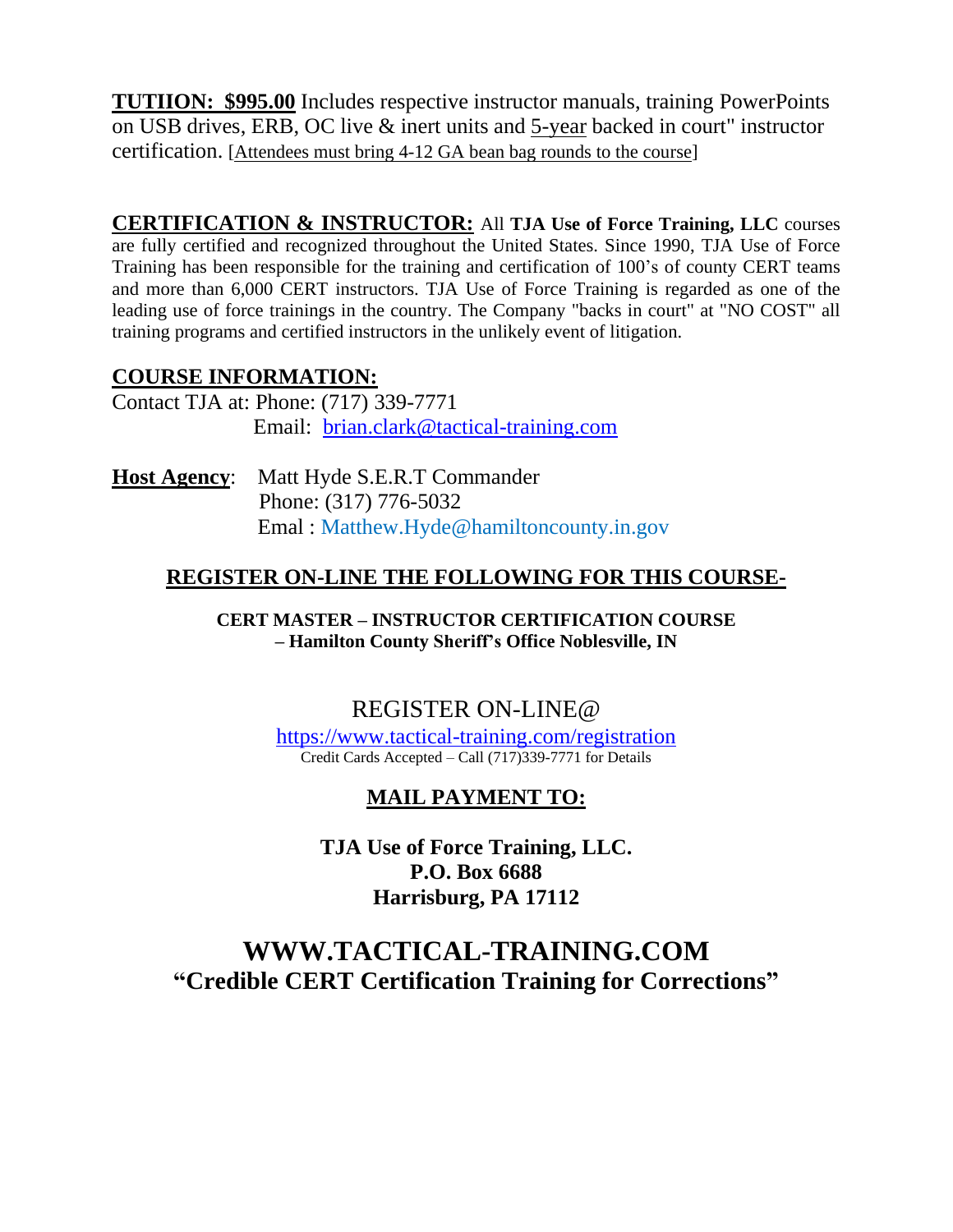**TUTIION: $995.00** Includes respective instructor manuals, training PowerPoints on USB drives, ERB, OC live & inert units and 5-year backed in court" instructor certification. [Attendees must bring 4-12 GA bean bag rounds to the course]

**CERTIFICATION & INSTRUCTOR:** All **TJA Use of Force Training, LLC** courses are fully certified and recognized throughout the United States. Since 1990, TJA Use of Force Training has been responsible for the training and certification of 100's of county CERT teams and more than 6,000 CERT instructors. TJA Use of Force Training is regarded as one of the leading use of force trainings in the country. The Company "backs in court" at "NO COST" all training programs and certified instructors in the unlikely event of litigation.

**COURSE INFORMATION:**

Contact TJA at: Phone: (717) 339-7771

Email: brian.clark@tactical-training.com

**Host Agency**: Matt Hyde S.E.R.T Commander

Phone: (317) 776-5032

Emal : Matthew.Hyde@hamiltoncounty.in.gov

**REGISTER ON-LINE THE FOLLOWING FOR THIS COURSE-**

**CERT MASTER – INSTRUCTOR CERTIFICATION COURSE – Hamilton County Sheriff's Office Noblesville, IN**

REGISTER ON-LINE@

https://www.tactical-training.com/registration

Credit Cards Accepted – Call (717)339-7771 for Details

**MAIL PAYMENT TO:**

**TJA Use of Force Training, LLC.**
**P.O. Box 6688**
**Harrisburg, PA 17112**

## WWW.TACTICAL-TRAINING.COM

**"Credible CERT Certification Training for Corrections"**